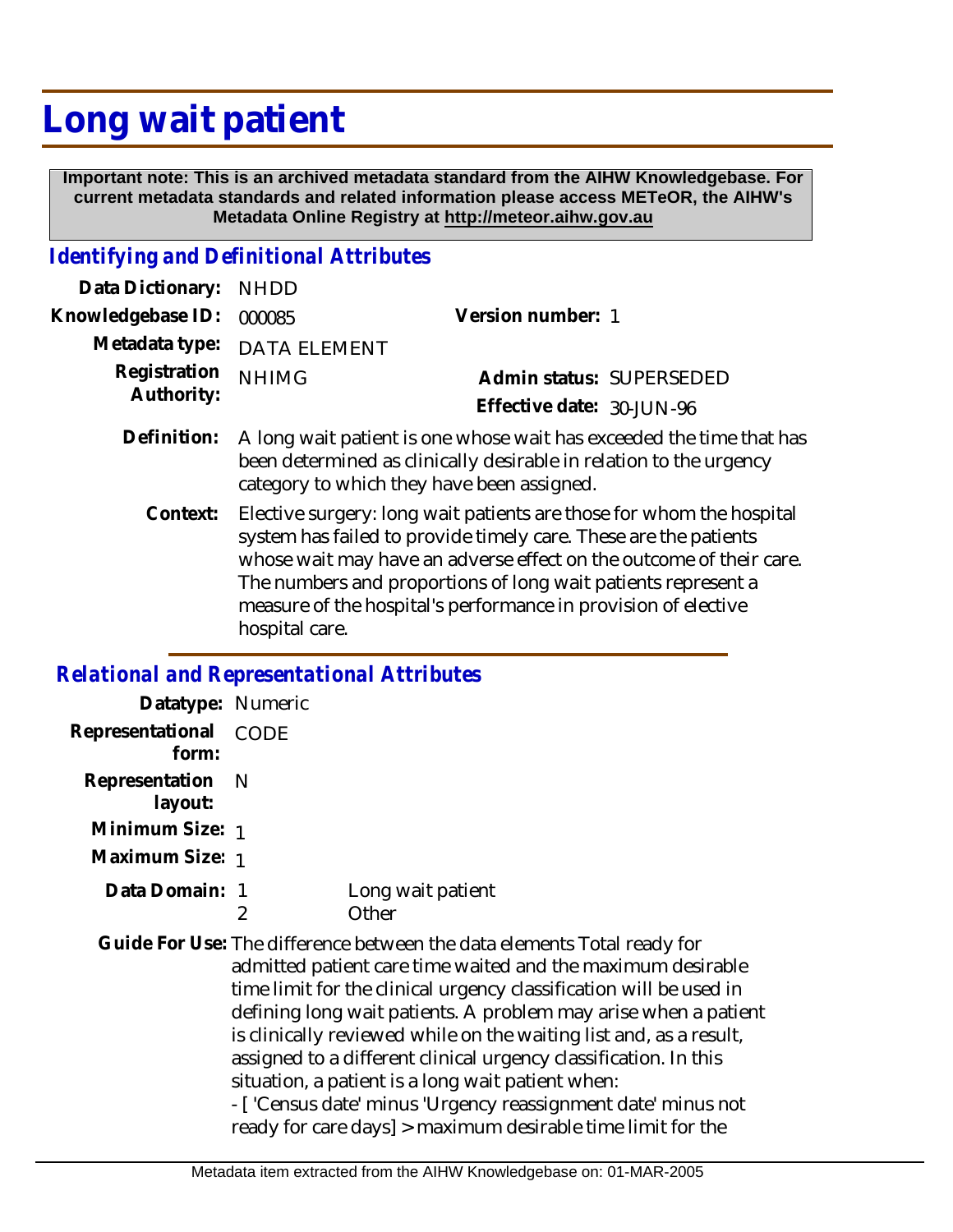# Long wait patient

**Important note: This is an archived metadata standard from the AIHW Knowledgebase. For current metadata standards and related information please access METeOR, the AIHW's Metadata Online Registry at http://meteor.aihw.gov.au**

## *Identifying and Definitional Attributes*

| | | | |
|---|---|---|---|
| **Data Dictionary:** | NHDD | | |
| **Knowledgebase ID:** | 000085 | **Version number:** | 1 |
| **Metadata type:** | DATA ELEMENT | | |
| **Registration Authority:** | NHIMG | **Admin status:** | SUPERSEDED |
| | | **Effective date:** | 30-JUN-96 |

**Definition:** A long wait patient is one whose wait has exceeded the time that has been determined as clinically desirable in relation to the urgency category to which they have been assigned.

**Context:** Elective surgery: long wait patients are those for whom the hospital system has failed to provide timely care. These are the patients whose wait may have an adverse effect on the outcome of their care. The numbers and proportions of long wait patients represent a measure of the hospital's performance in provision of elective hospital care.

## *Relational and Representational Attributes*

**Datatype:** Numeric

**Representational form:** CODE

**Representation layout:** N

**Minimum Size:** 1

**Maximum Size:** 1

**Data Domain:**

| | |
|---|---|
| 1 | Long wait patient |
| 2 | Other |

**Guide For Use:** The difference between the data elements Total ready for admitted patient care time waited and the maximum desirable time limit for the clinical urgency classification will be used in defining long wait patients. A problem may arise when a patient is clinically reviewed while on the waiting list and, as a result, assigned to a different clinical urgency classification. In this situation, a patient is a long wait patient when:

- [ 'Census date' minus 'Urgency reassignment date' minus not ready for care days] > maximum desirable time limit for the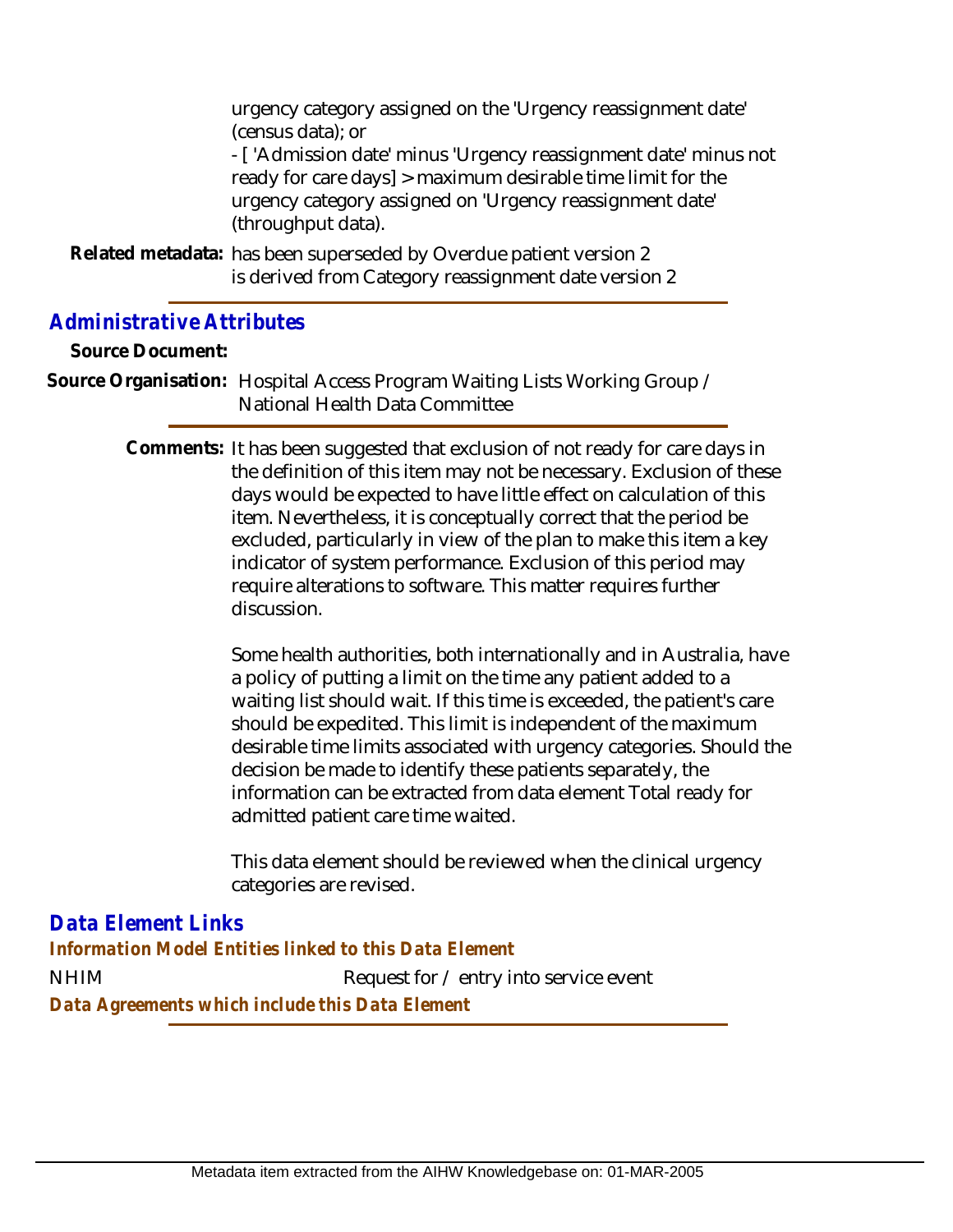urgency category assigned on the 'Urgency reassignment date' (census data); or

- [ 'Admission date' minus 'Urgency reassignment date' minus not ready for care days] > maximum desirable time limit for the urgency category assigned on 'Urgency reassignment date' (throughput data).

**Related metadata:** has been superseded by Overdue patient version 2
is derived from Category reassignment date version 2

## Administrative Attributes

**Source Document:**

**Source Organisation:** Hospital Access Program Waiting Lists Working Group / National Health Data Committee

**Comments:** It has been suggested that exclusion of not ready for care days in the definition of this item may not be necessary. Exclusion of these days would be expected to have little effect on calculation of this item. Nevertheless, it is conceptually correct that the period be excluded, particularly in view of the plan to make this item a key indicator of system performance. Exclusion of this period may require alterations to software. This matter requires further discussion.

Some health authorities, both internationally and in Australia, have a policy of putting a limit on the time any patient added to a waiting list should wait. If this time is exceeded, the patient's care should be expedited. This limit is independent of the maximum desirable time limits associated with urgency categories. Should the decision be made to identify these patients separately, the information can be extracted from data element Total ready for admitted patient care time waited.

This data element should be reviewed when the clinical urgency categories are revised.

## Data Element Links

### Information Model Entities linked to this Data Element

NHIM — Request for / entry into service event

### Data Agreements which include this Data Element